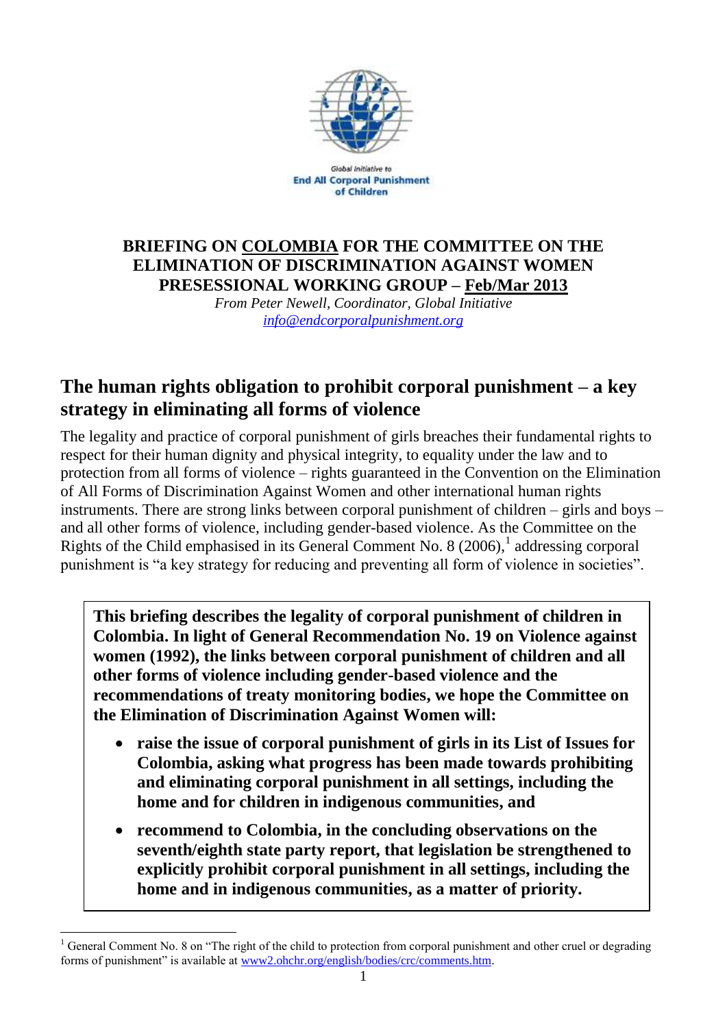Global Initiative to
**End All Corporal Punishment of Children**

## BRIEFING ON COLOMBIA FOR THE COMMITTEE ON THE ELIMINATION OF DISCRIMINATION AGAINST WOMEN PRESESSIONAL WORKING GROUP – Feb/Mar 2013

*From Peter Newell, Coordinator, Global Initiative*
*info@endcorporalpunishment.org*

# The human rights obligation to prohibit corporal punishment – a key strategy in eliminating all forms of violence

The legality and practice of corporal punishment of girls breaches their fundamental rights to respect for their human dignity and physical integrity, to equality under the law and to protection from all forms of violence – rights guaranteed in the Convention on the Elimination of All Forms of Discrimination Against Women and other international human rights instruments. There are strong links between corporal punishment of children – girls and boys – and all other forms of violence, including gender-based violence. As the Committee on the Rights of the Child emphasised in its General Comment No. 8 (2006),[1] addressing corporal punishment is "a key strategy for reducing and preventing all form of violence in societies".

**This briefing describes the legality of corporal punishment of children in Colombia. In light of General Recommendation No. 19 on Violence against women (1992), the links between corporal punishment of children and all other forms of violence including gender-based violence and the recommendations of treaty monitoring bodies, we hope the Committee on the Elimination of Discrimination Against Women will:**

- **raise the issue of corporal punishment of girls in its List of Issues for Colombia, asking what progress has been made towards prohibiting and eliminating corporal punishment in all settings, including the home and for children in indigenous communities, and**
- **recommend to Colombia, in the concluding observations on the seventh/eighth state party report, that legislation be strengthened to explicitly prohibit corporal punishment in all settings, including the home and in indigenous communities, as a matter of priority.**

---

[1] General Comment No. 8 on "The right of the child to protection from corporal punishment and other cruel or degrading forms of punishment" is available at www2.ohchr.org/english/bodies/crc/comments.htm.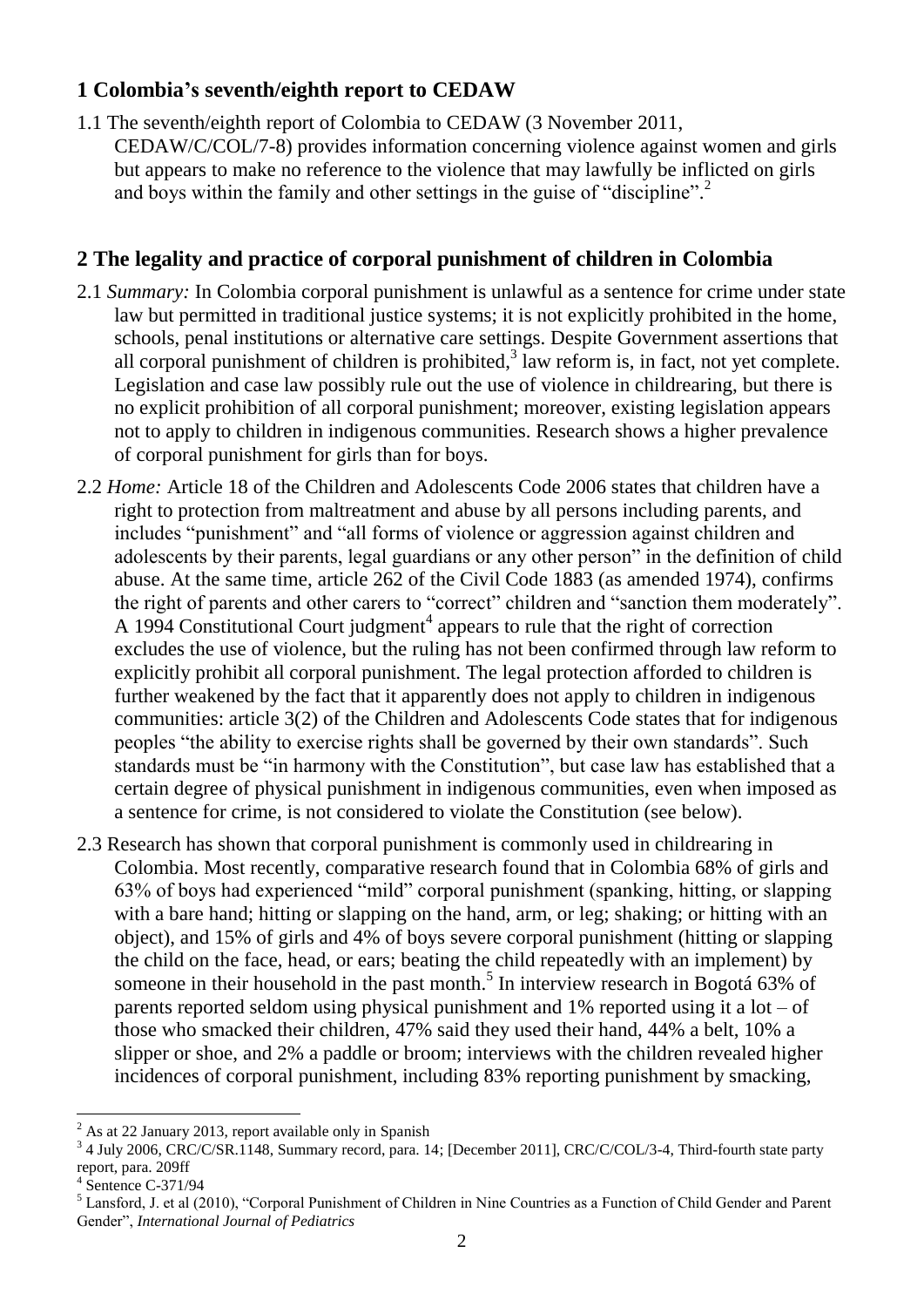## 1 Colombia's seventh/eighth report to CEDAW

1.1 The seventh/eighth report of Colombia to CEDAW (3 November 2011, CEDAW/C/COL/7-8) provides information concerning violence against women and girls but appears to make no reference to the violence that may lawfully be inflicted on girls and boys within the family and other settings in the guise of "discipline".[2]

## 2 The legality and practice of corporal punishment of children in Colombia

2.1 *Summary:* In Colombia corporal punishment is unlawful as a sentence for crime under state law but permitted in traditional justice systems; it is not explicitly prohibited in the home, schools, penal institutions or alternative care settings. Despite Government assertions that all corporal punishment of children is prohibited,[3] law reform is, in fact, not yet complete. Legislation and case law possibly rule out the use of violence in childrearing, but there is no explicit prohibition of all corporal punishment; moreover, existing legislation appears not to apply to children in indigenous communities. Research shows a higher prevalence of corporal punishment for girls than for boys.

2.2 *Home:* Article 18 of the Children and Adolescents Code 2006 states that children have a right to protection from maltreatment and abuse by all persons including parents, and includes "punishment" and "all forms of violence or aggression against children and adolescents by their parents, legal guardians or any other person" in the definition of child abuse. At the same time, article 262 of the Civil Code 1883 (as amended 1974), confirms the right of parents and other carers to "correct" children and "sanction them moderately". A 1994 Constitutional Court judgment[4] appears to rule that the right of correction excludes the use of violence, but the ruling has not been confirmed through law reform to explicitly prohibit all corporal punishment. The legal protection afforded to children is further weakened by the fact that it apparently does not apply to children in indigenous communities: article 3(2) of the Children and Adolescents Code states that for indigenous peoples "the ability to exercise rights shall be governed by their own standards". Such standards must be "in harmony with the Constitution", but case law has established that a certain degree of physical punishment in indigenous communities, even when imposed as a sentence for crime, is not considered to violate the Constitution (see below).

2.3 Research has shown that corporal punishment is commonly used in childrearing in Colombia. Most recently, comparative research found that in Colombia 68% of girls and 63% of boys had experienced "mild" corporal punishment (spanking, hitting, or slapping with a bare hand; hitting or slapping on the hand, arm, or leg; shaking; or hitting with an object), and 15% of girls and 4% of boys severe corporal punishment (hitting or slapping the child on the face, head, or ears; beating the child repeatedly with an implement) by someone in their household in the past month.[5] In interview research in Bogotá 63% of parents reported seldom using physical punishment and 1% reported using it a lot – of those who smacked their children, 47% said they used their hand, 44% a belt, 10% a slipper or shoe, and 2% a paddle or broom; interviews with the children revealed higher incidences of corporal punishment, including 83% reporting punishment by smacking,

---

[2] As at 22 January 2013, report available only in Spanish

[3] 4 July 2006, CRC/C/SR.1148, Summary record, para. 14; [December 2011], CRC/C/COL/3-4, Third-fourth state party report, para. 209ff

[4] Sentence C-371/94

[5] Lansford, J. et al (2010), "Corporal Punishment of Children in Nine Countries as a Function of Child Gender and Parent Gender", *International Journal of Pediatrics*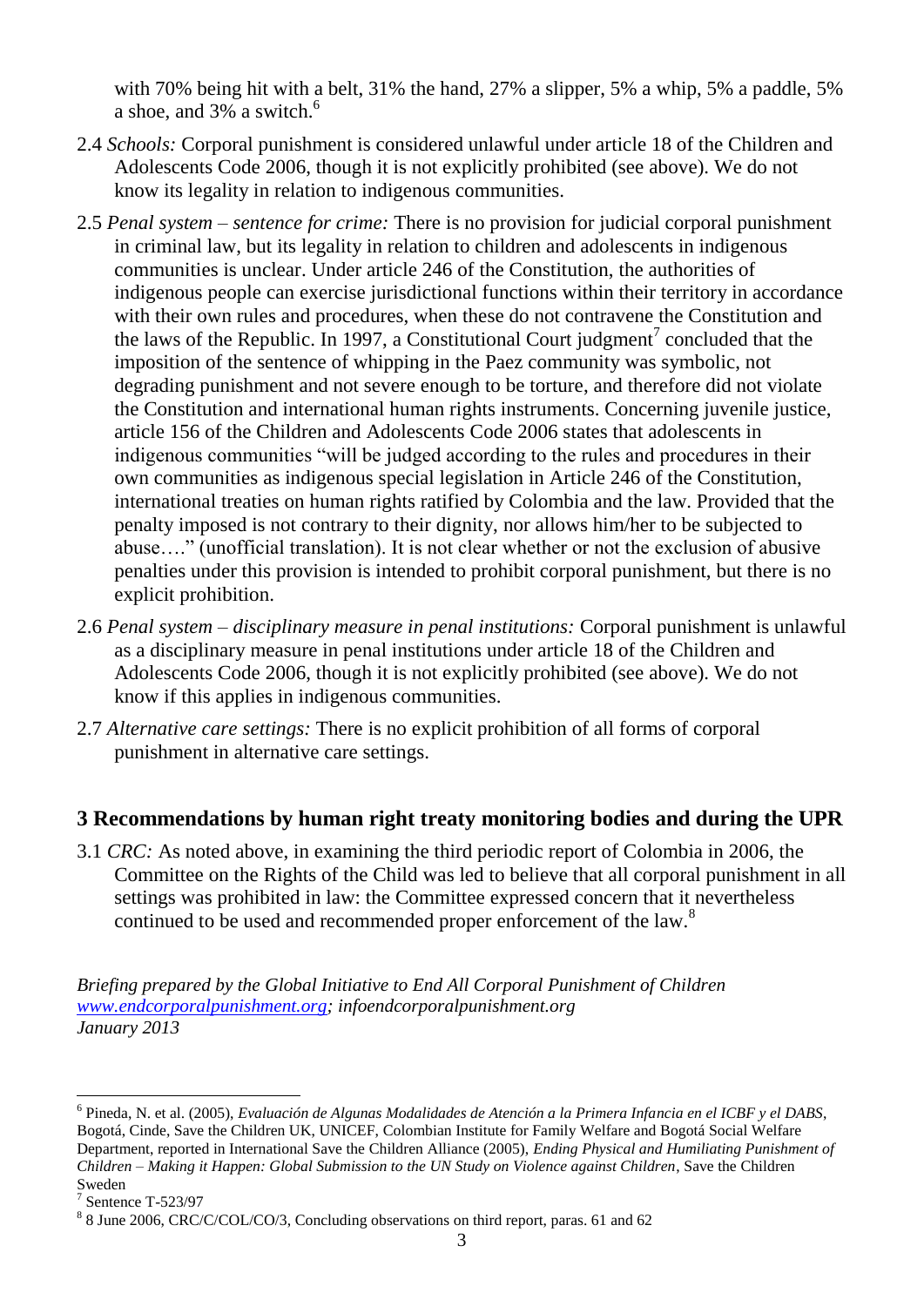with 70% being hit with a belt, 31% the hand, 27% a slipper, 5% a whip, 5% a paddle, 5% a shoe, and 3% a switch.[6]

2.4 *Schools:* Corporal punishment is considered unlawful under article 18 of the Children and Adolescents Code 2006, though it is not explicitly prohibited (see above). We do not know its legality in relation to indigenous communities.

2.5 *Penal system – sentence for crime:* There is no provision for judicial corporal punishment in criminal law, but its legality in relation to children and adolescents in indigenous communities is unclear. Under article 246 of the Constitution, the authorities of indigenous people can exercise jurisdictional functions within their territory in accordance with their own rules and procedures, when these do not contravene the Constitution and the laws of the Republic. In 1997, a Constitutional Court judgment[7] concluded that the imposition of the sentence of whipping in the Paez community was symbolic, not degrading punishment and not severe enough to be torture, and therefore did not violate the Constitution and international human rights instruments. Concerning juvenile justice, article 156 of the Children and Adolescents Code 2006 states that adolescents in indigenous communities "will be judged according to the rules and procedures in their own communities as indigenous special legislation in Article 246 of the Constitution, international treaties on human rights ratified by Colombia and the law. Provided that the penalty imposed is not contrary to their dignity, nor allows him/her to be subjected to abuse…." (unofficial translation). It is not clear whether or not the exclusion of abusive penalties under this provision is intended to prohibit corporal punishment, but there is no explicit prohibition.

2.6 *Penal system – disciplinary measure in penal institutions:* Corporal punishment is unlawful as a disciplinary measure in penal institutions under article 18 of the Children and Adolescents Code 2006, though it is not explicitly prohibited (see above). We do not know if this applies in indigenous communities.

2.7 *Alternative care settings:* There is no explicit prohibition of all forms of corporal punishment in alternative care settings.

## 3 Recommendations by human right treaty monitoring bodies and during the UPR

3.1 *CRC:* As noted above, in examining the third periodic report of Colombia in 2006, the Committee on the Rights of the Child was led to believe that all corporal punishment in all settings was prohibited in law: the Committee expressed concern that it nevertheless continued to be used and recommended proper enforcement of the law.[8]

*Briefing prepared by the Global Initiative to End All Corporal Punishment of Children*
*www.endcorporalpunishment.org; infoendcorporalpunishment.org*
*January 2013*

---

[6] Pineda, N. et al. (2005), *Evaluación de Algunas Modalidades de Atención a la Primera Infancia en el ICBF y el DABS*, Bogotá, Cinde, Save the Children UK, UNICEF, Colombian Institute for Family Welfare and Bogotá Social Welfare Department, reported in International Save the Children Alliance (2005), *Ending Physical and Humiliating Punishment of Children – Making it Happen: Global Submission to the UN Study on Violence against Children*, Save the Children Sweden

[7] Sentence T-523/97

[8] 8 June 2006, CRC/C/COL/CO/3, Concluding observations on third report, paras. 61 and 62